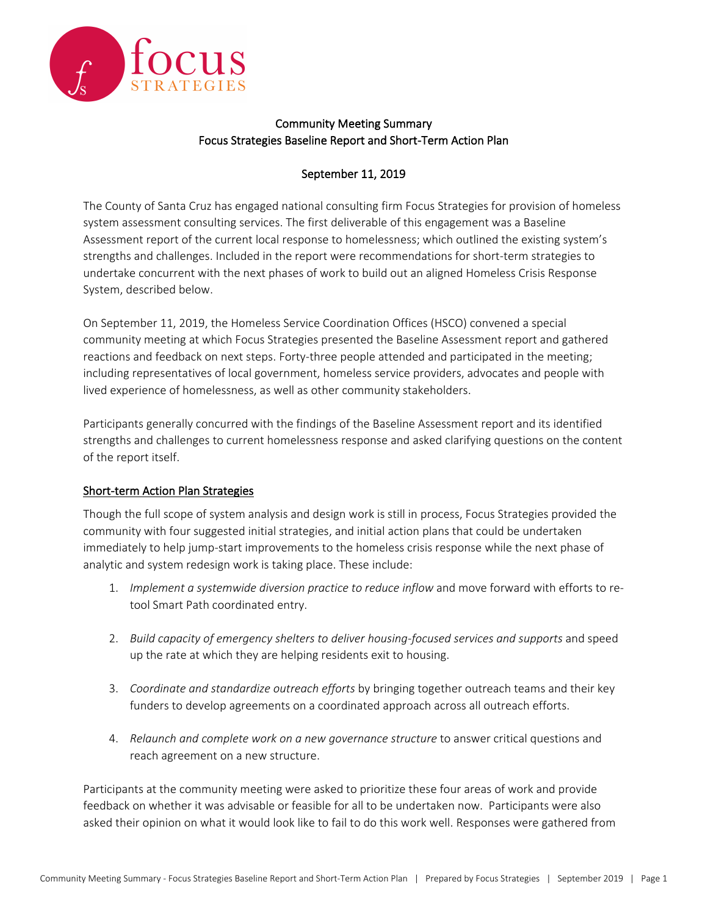Community Meeting Summary
Focus Strategies Baseline Report and Short-Term Action Plan

September 11, 2019

The County of Santa Cruz has engaged national consulting firm Focus Strategies for provision of homeless system assessment consulting services. The first deliverable of this engagement was a Baseline Assessment report of the current local response to homelessness; which outlined the existing system's strengths and challenges. Included in the report were recommendations for short-term strategies to undertake concurrent with the next phases of work to build out an aligned Homeless Crisis Response System, described below.

On September 11, 2019, the Homeless Service Coordination Offices (HSCO) convened a special community meeting at which Focus Strategies presented the Baseline Assessment report and gathered reactions and feedback on next steps. Forty-three people attended and participated in the meeting; including representatives of local government, homeless service providers, advocates and people with lived experience of homelessness, as well as other community stakeholders.

Participants generally concurred with the findings of the Baseline Assessment report and its identified strengths and challenges to current homelessness response and asked clarifying questions on the content of the report itself.

## Short-term Action Plan Strategies

Though the full scope of system analysis and design work is still in process, Focus Strategies provided the community with four suggested initial strategies, and initial action plans that could be undertaken immediately to help jump-start improvements to the homeless crisis response while the next phase of analytic and system redesign work is taking place. These include:

1. *Implement a systemwide diversion practice to reduce inflow* and move forward with efforts to re-tool Smart Path coordinated entry.

2. *Build capacity of emergency shelters to deliver housing-focused services and supports* and speed up the rate at which they are helping residents exit to housing.

3. *Coordinate and standardize outreach efforts* by bringing together outreach teams and their key funders to develop agreements on a coordinated approach across all outreach efforts.

4. *Relaunch and complete work on a new governance structure* to answer critical questions and reach agreement on a new structure.

Participants at the community meeting were asked to prioritize these four areas of work and provide feedback on whether it was advisable or feasible for all to be undertaken now. Participants were also asked their opinion on what it would look like to fail to do this work well. Responses were gathered from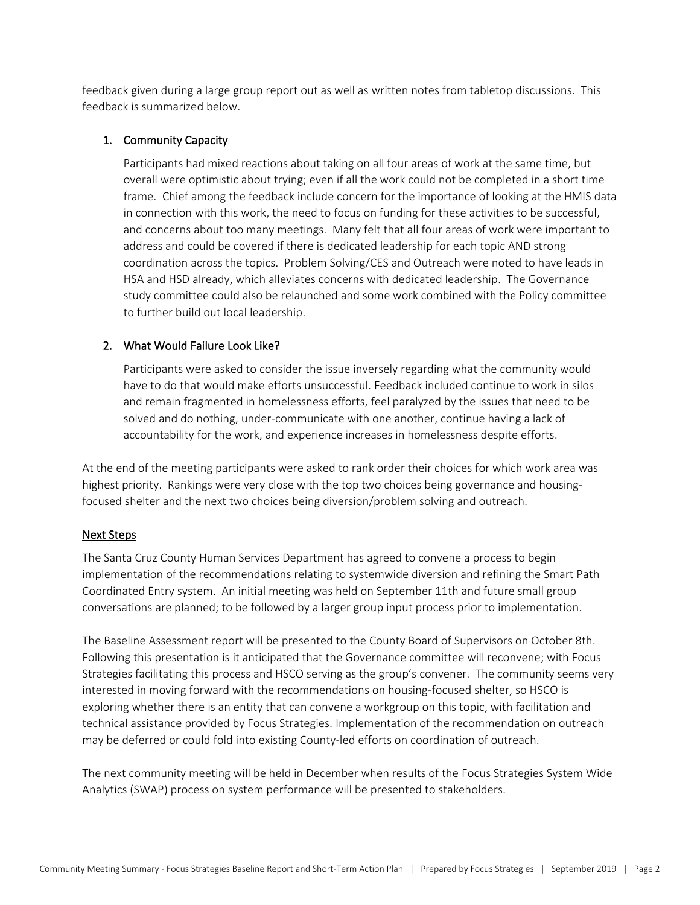feedback given during a large group report out as well as written notes from tabletop discussions. This feedback is summarized below.

1. **Community Capacity**

   Participants had mixed reactions about taking on all four areas of work at the same time, but overall were optimistic about trying; even if all the work could not be completed in a short time frame. Chief among the feedback include concern for the importance of looking at the HMIS data in connection with this work, the need to focus on funding for these activities to be successful, and concerns about too many meetings. Many felt that all four areas of work were important to address and could be covered if there is dedicated leadership for each topic AND strong coordination across the topics. Problem Solving/CES and Outreach were noted to have leads in HSA and HSD already, which alleviates concerns with dedicated leadership. The Governance study committee could also be relaunched and some work combined with the Policy committee to further build out local leadership.

2. **What Would Failure Look Like?**

   Participants were asked to consider the issue inversely regarding what the community would have to do that would make efforts unsuccessful. Feedback included continue to work in silos and remain fragmented in homelessness efforts, feel paralyzed by the issues that need to be solved and do nothing, under-communicate with one another, continue having a lack of accountability for the work, and experience increases in homelessness despite efforts.

At the end of the meeting participants were asked to rank order their choices for which work area was highest priority. Rankings were very close with the top two choices being governance and housing-focused shelter and the next two choices being diversion/problem solving and outreach.

## Next Steps

The Santa Cruz County Human Services Department has agreed to convene a process to begin implementation of the recommendations relating to systemwide diversion and refining the Smart Path Coordinated Entry system. An initial meeting was held on September 11th and future small group conversations are planned; to be followed by a larger group input process prior to implementation.

The Baseline Assessment report will be presented to the County Board of Supervisors on October 8th. Following this presentation is it anticipated that the Governance committee will reconvene; with Focus Strategies facilitating this process and HSCO serving as the group's convener. The community seems very interested in moving forward with the recommendations on housing-focused shelter, so HSCO is exploring whether there is an entity that can convene a workgroup on this topic, with facilitation and technical assistance provided by Focus Strategies. Implementation of the recommendation on outreach may be deferred or could fold into existing County-led efforts on coordination of outreach.

The next community meeting will be held in December when results of the Focus Strategies System Wide Analytics (SWAP) process on system performance will be presented to stakeholders.